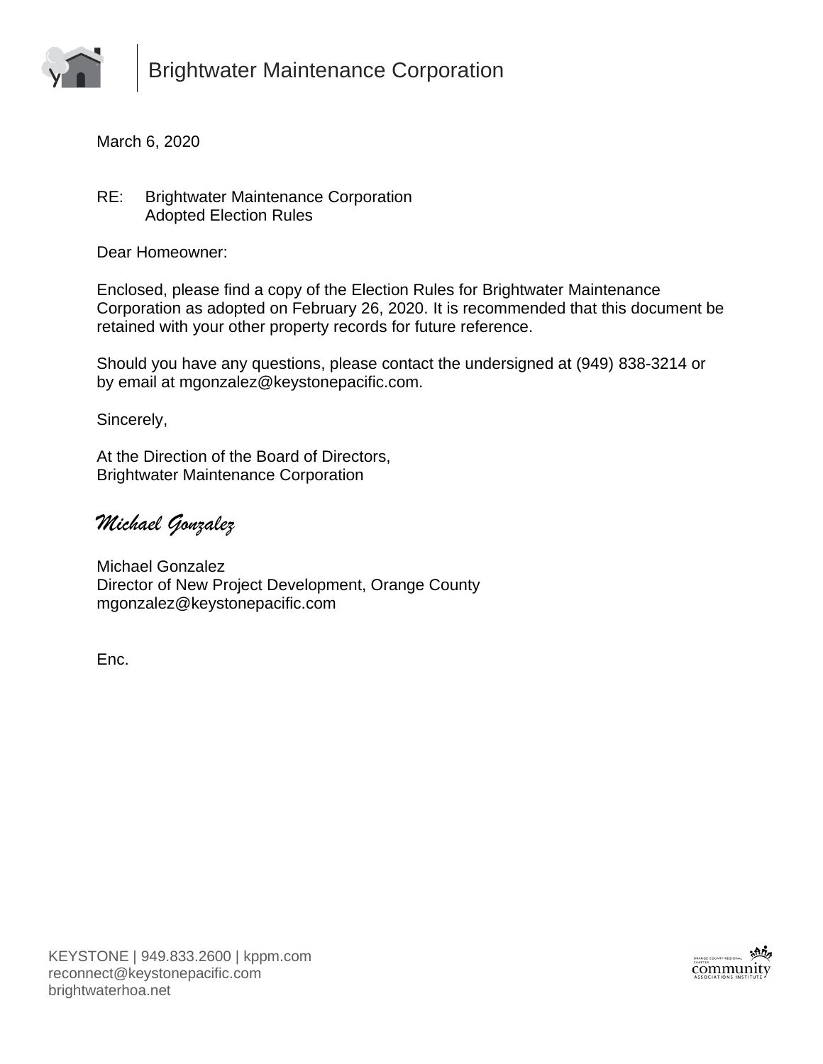# Brightwater Maintenance Corporation

March 6, 2020

RE: Brightwater Maintenance Corporation
Adopted Election Rules

Dear Homeowner:

Enclosed, please find a copy of the Election Rules for Brightwater Maintenance Corporation as adopted on February 26, 2020. It is recommended that this document be retained with your other property records for future reference.

Should you have any questions, please contact the undersigned at (949) 838-3214 or by email at mgonzalez@keystonepacific.com.

Sincerely,

At the Direction of the Board of Directors,
Brightwater Maintenance Corporation

*Michael Gonzalez*

Michael Gonzalez
Director of New Project Development, Orange County
mgonzalez@keystonepacific.com

Enc.

KEYSTONE | 949.833.2600 | kppm.com
reconnect@keystonepacific.com
brightwaterhoa.net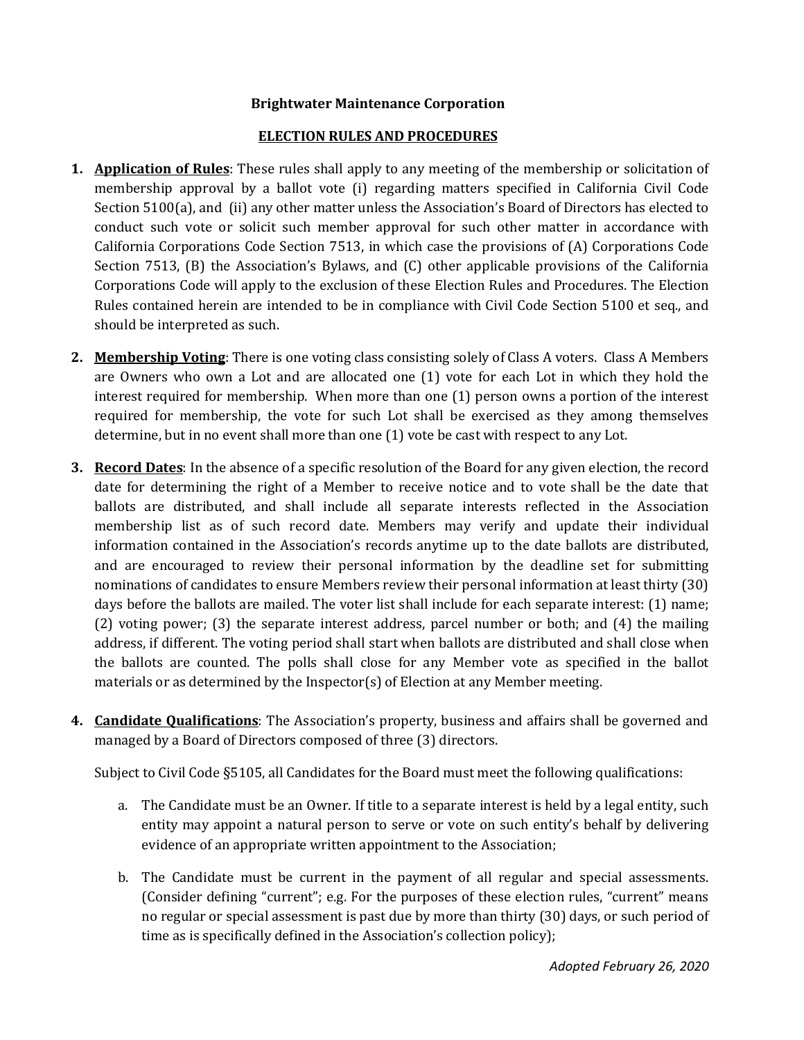**Brightwater Maintenance Corporation**

**ELECTION RULES AND PROCEDURES**

1. **Application of Rules**: These rules shall apply to any meeting of the membership or solicitation of membership approval by a ballot vote (i) regarding matters specified in California Civil Code Section 5100(a), and (ii) any other matter unless the Association's Board of Directors has elected to conduct such vote or solicit such member approval for such other matter in accordance with California Corporations Code Section 7513, in which case the provisions of (A) Corporations Code Section 7513, (B) the Association's Bylaws, and (C) other applicable provisions of the California Corporations Code will apply to the exclusion of these Election Rules and Procedures. The Election Rules contained herein are intended to be in compliance with Civil Code Section 5100 et seq., and should be interpreted as such.

2. **Membership Voting**: There is one voting class consisting solely of Class A voters. Class A Members are Owners who own a Lot and are allocated one (1) vote for each Lot in which they hold the interest required for membership. When more than one (1) person owns a portion of the interest required for membership, the vote for such Lot shall be exercised as they among themselves determine, but in no event shall more than one (1) vote be cast with respect to any Lot.

3. **Record Dates**: In the absence of a specific resolution of the Board for any given election, the record date for determining the right of a Member to receive notice and to vote shall be the date that ballots are distributed, and shall include all separate interests reflected in the Association membership list as of such record date. Members may verify and update their individual information contained in the Association's records anytime up to the date ballots are distributed, and are encouraged to review their personal information by the deadline set for submitting nominations of candidates to ensure Members review their personal information at least thirty (30) days before the ballots are mailed. The voter list shall include for each separate interest: (1) name; (2) voting power; (3) the separate interest address, parcel number or both; and (4) the mailing address, if different. The voting period shall start when ballots are distributed and shall close when the ballots are counted. The polls shall close for any Member vote as specified in the ballot materials or as determined by the Inspector(s) of Election at any Member meeting.

4. **Candidate Qualifications**: The Association's property, business and affairs shall be governed and managed by a Board of Directors composed of three (3) directors.

   Subject to Civil Code §5105, all Candidates for the Board must meet the following qualifications:

   a. The Candidate must be an Owner. If title to a separate interest is held by a legal entity, such entity may appoint a natural person to serve or vote on such entity's behalf by delivering evidence of an appropriate written appointment to the Association;

   b. The Candidate must be current in the payment of all regular and special assessments. (Consider defining "current"; e.g. For the purposes of these election rules, "current" means no regular or special assessment is past due by more than thirty (30) days, or such period of time as is specifically defined in the Association's collection policy);

*Adopted February 26, 2020*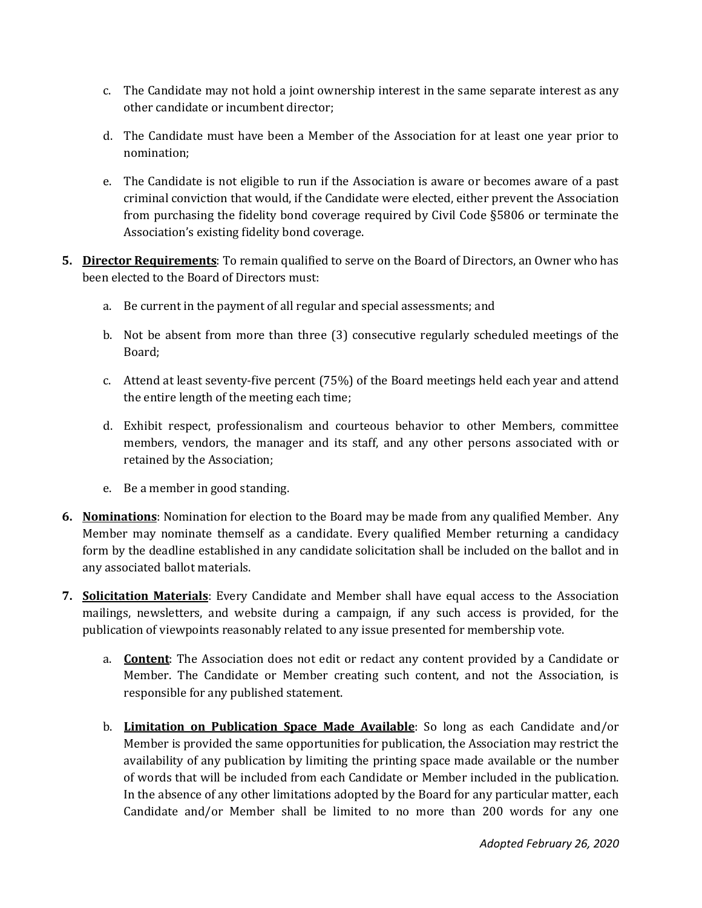c. The Candidate may not hold a joint ownership interest in the same separate interest as any other candidate or incumbent director;

d. The Candidate must have been a Member of the Association for at least one year prior to nomination;

e. The Candidate is not eligible to run if the Association is aware or becomes aware of a past criminal conviction that would, if the Candidate were elected, either prevent the Association from purchasing the fidelity bond coverage required by Civil Code §5806 or terminate the Association's existing fidelity bond coverage.

5. **Director Requirements**: To remain qualified to serve on the Board of Directors, an Owner who has been elected to the Board of Directors must:

   a. Be current in the payment of all regular and special assessments; and

   b. Not be absent from more than three (3) consecutive regularly scheduled meetings of the Board;

   c. Attend at least seventy-five percent (75%) of the Board meetings held each year and attend the entire length of the meeting each time;

   d. Exhibit respect, professionalism and courteous behavior to other Members, committee members, vendors, the manager and its staff, and any other persons associated with or retained by the Association;

   e. Be a member in good standing.

6. **Nominations**: Nomination for election to the Board may be made from any qualified Member. Any Member may nominate themself as a candidate. Every qualified Member returning a candidacy form by the deadline established in any candidate solicitation shall be included on the ballot and in any associated ballot materials.

7. **Solicitation Materials**: Every Candidate and Member shall have equal access to the Association mailings, newsletters, and website during a campaign, if any such access is provided, for the publication of viewpoints reasonably related to any issue presented for membership vote.

   a. **Content**: The Association does not edit or redact any content provided by a Candidate or Member. The Candidate or Member creating such content, and not the Association, is responsible for any published statement.

   b. **Limitation on Publication Space Made Available**: So long as each Candidate and/or Member is provided the same opportunities for publication, the Association may restrict the availability of any publication by limiting the printing space made available or the number of words that will be included from each Candidate or Member included in the publication. In the absence of any other limitations adopted by the Board for any particular matter, each Candidate and/or Member shall be limited to no more than 200 words for any one

*Adopted February 26, 2020*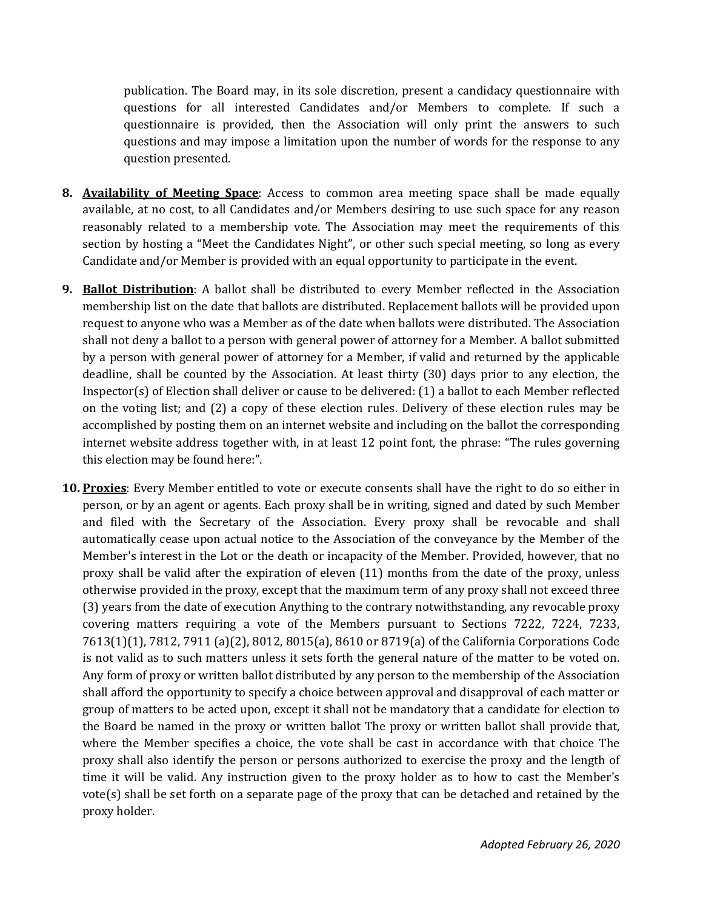publication. The Board may, in its sole discretion, present a candidacy questionnaire with questions for all interested Candidates and/or Members to complete. If such a questionnaire is provided, then the Association will only print the answers to such questions and may impose a limitation upon the number of words for the response to any question presented.

8. **Availability of Meeting Space**: Access to common area meeting space shall be made equally available, at no cost, to all Candidates and/or Members desiring to use such space for any reason reasonably related to a membership vote. The Association may meet the requirements of this section by hosting a "Meet the Candidates Night", or other such special meeting, so long as every Candidate and/or Member is provided with an equal opportunity to participate in the event.

9. **Ballot Distribution**: A ballot shall be distributed to every Member reflected in the Association membership list on the date that ballots are distributed. Replacement ballots will be provided upon request to anyone who was a Member as of the date when ballots were distributed. The Association shall not deny a ballot to a person with general power of attorney for a Member. A ballot submitted by a person with general power of attorney for a Member, if valid and returned by the applicable deadline, shall be counted by the Association. At least thirty (30) days prior to any election, the Inspector(s) of Election shall deliver or cause to be delivered: (1) a ballot to each Member reflected on the voting list; and (2) a copy of these election rules. Delivery of these election rules may be accomplished by posting them on an internet website and including on the ballot the corresponding internet website address together with, in at least 12 point font, the phrase: "The rules governing this election may be found here:".

10. **Proxies**: Every Member entitled to vote or execute consents shall have the right to do so either in person, or by an agent or agents. Each proxy shall be in writing, signed and dated by such Member and filed with the Secretary of the Association. Every proxy shall be revocable and shall automatically cease upon actual notice to the Association of the conveyance by the Member of the Member's interest in the Lot or the death or incapacity of the Member. Provided, however, that no proxy shall be valid after the expiration of eleven (11) months from the date of the proxy, unless otherwise provided in the proxy, except that the maximum term of any proxy shall not exceed three (3) years from the date of execution Anything to the contrary notwithstanding, any revocable proxy covering matters requiring a vote of the Members pursuant to Sections 7222, 7224, 7233, 7613(1)(1), 7812, 7911 (a)(2), 8012, 8015(a), 8610 or 8719(a) of the California Corporations Code is not valid as to such matters unless it sets forth the general nature of the matter to be voted on. Any form of proxy or written ballot distributed by any person to the membership of the Association shall afford the opportunity to specify a choice between approval and disapproval of each matter or group of matters to be acted upon, except it shall not be mandatory that a candidate for election to the Board be named in the proxy or written ballot The proxy or written ballot shall provide that, where the Member specifies a choice, the vote shall be cast in accordance with that choice The proxy shall also identify the person or persons authorized to exercise the proxy and the length of time it will be valid. Any instruction given to the proxy holder as to how to cast the Member's vote(s) shall be set forth on a separate page of the proxy that can be detached and retained by the proxy holder.

*Adopted February 26, 2020*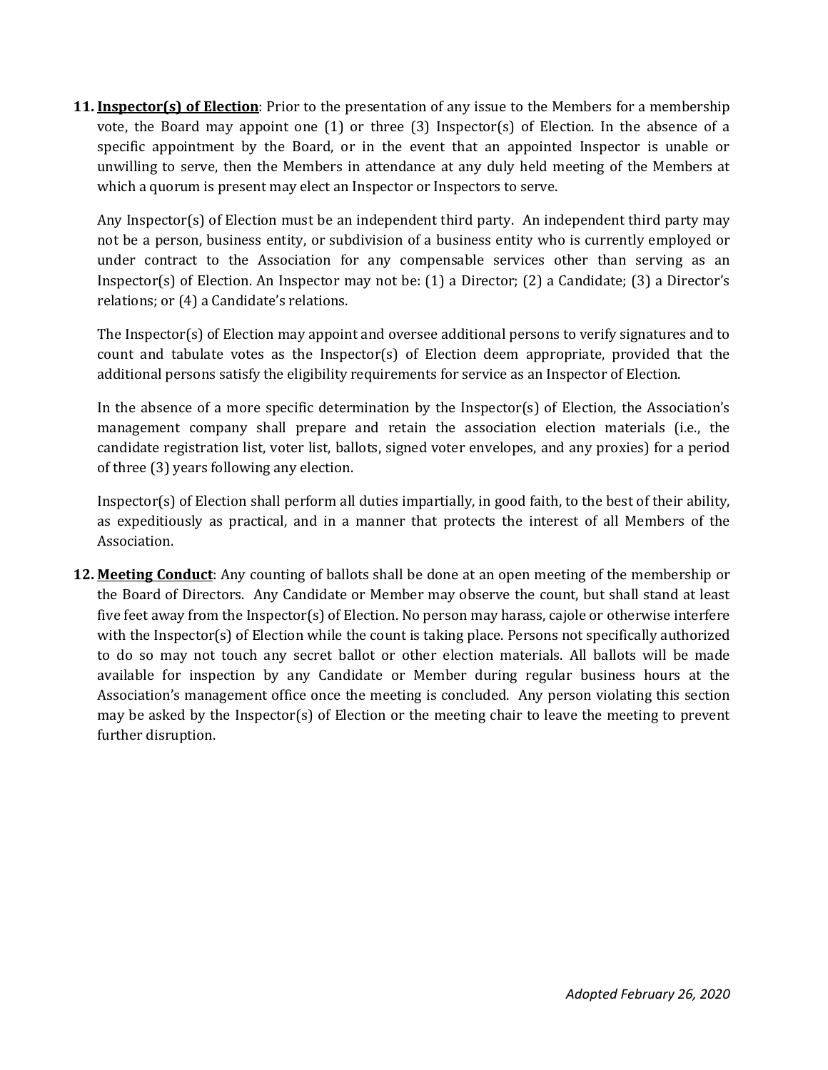11. **<u>Inspector(s) of Election</u>**: Prior to the presentation of any issue to the Members for a membership vote, the Board may appoint one (1) or three (3) Inspector(s) of Election. In the absence of a specific appointment by the Board, or in the event that an appointed Inspector is unable or unwilling to serve, then the Members in attendance at any duly held meeting of the Members at which a quorum is present may elect an Inspector or Inspectors to serve.

    Any Inspector(s) of Election must be an independent third party. An independent third party may not be a person, business entity, or subdivision of a business entity who is currently employed or under contract to the Association for any compensable services other than serving as an Inspector(s) of Election. An Inspector may not be: (1) a Director; (2) a Candidate; (3) a Director's relations; or (4) a Candidate's relations.

    The Inspector(s) of Election may appoint and oversee additional persons to verify signatures and to count and tabulate votes as the Inspector(s) of Election deem appropriate, provided that the additional persons satisfy the eligibility requirements for service as an Inspector of Election.

    In the absence of a more specific determination by the Inspector(s) of Election, the Association's management company shall prepare and retain the association election materials (i.e., the candidate registration list, voter list, ballots, signed voter envelopes, and any proxies) for a period of three (3) years following any election.

    Inspector(s) of Election shall perform all duties impartially, in good faith, to the best of their ability, as expeditiously as practical, and in a manner that protects the interest of all Members of the Association.

12. **<u>Meeting Conduct</u>**: Any counting of ballots shall be done at an open meeting of the membership or the Board of Directors. Any Candidate or Member may observe the count, but shall stand at least five feet away from the Inspector(s) of Election. No person may harass, cajole or otherwise interfere with the Inspector(s) of Election while the count is taking place. Persons not specifically authorized to do so may not touch any secret ballot or other election materials. All ballots will be made available for inspection by any Candidate or Member during regular business hours at the Association's management office once the meeting is concluded. Any person violating this section may be asked by the Inspector(s) of Election or the meeting chair to leave the meeting to prevent further disruption.

*Adopted February 26, 2020*